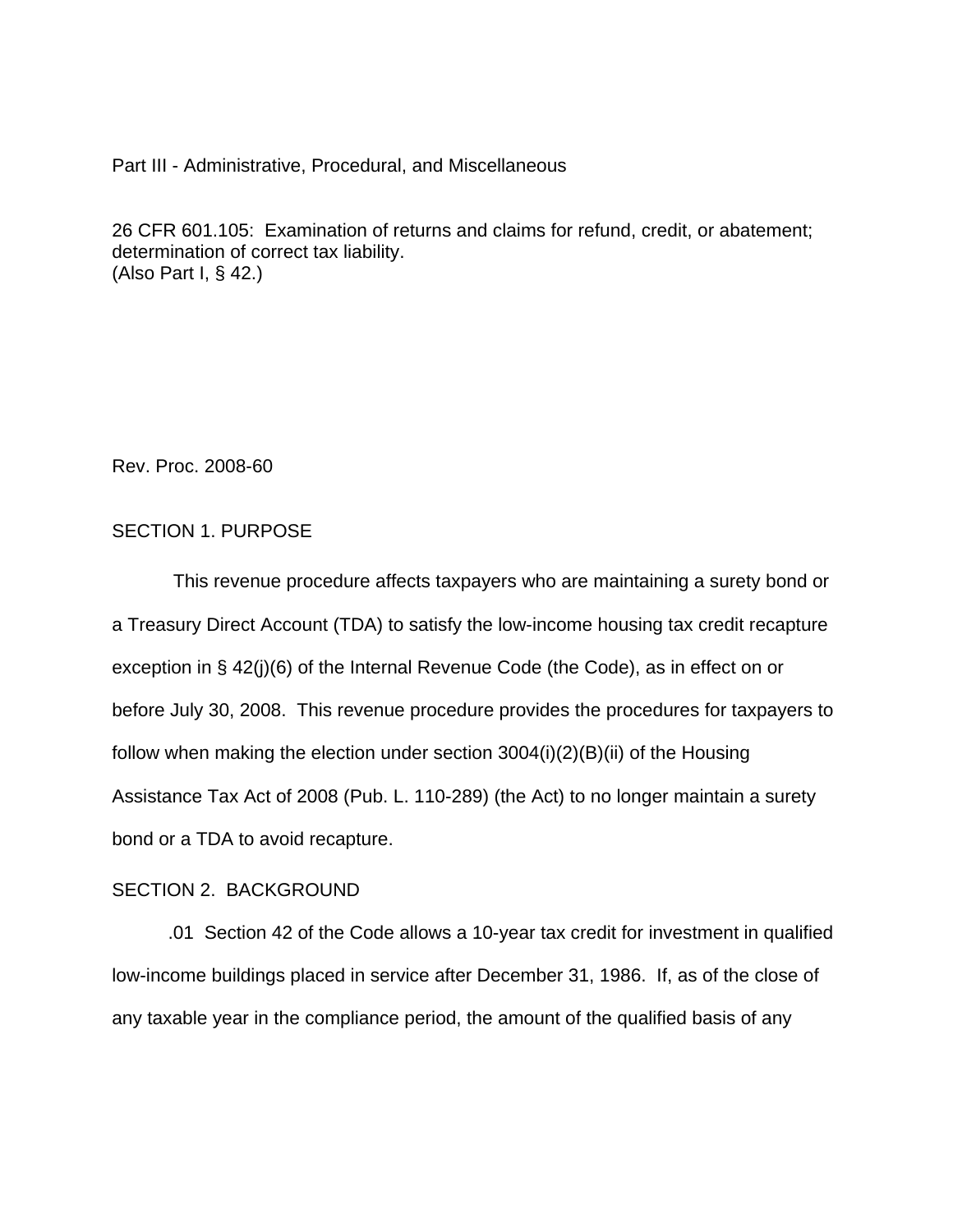Part III - Administrative, Procedural, and Miscellaneous

26 CFR 601.105: Examination of returns and claims for refund, credit, or abatement; determination of correct tax liability.
(Also Part I, § 42.)

Rev. Proc. 2008-60

## SECTION 1. PURPOSE

This revenue procedure affects taxpayers who are maintaining a surety bond or a Treasury Direct Account (TDA) to satisfy the low-income housing tax credit recapture exception in § 42(j)(6) of the Internal Revenue Code (the Code), as in effect on or before July 30, 2008. This revenue procedure provides the procedures for taxpayers to follow when making the election under section 3004(i)(2)(B)(ii) of the Housing Assistance Tax Act of 2008 (Pub. L. 110-289) (the Act) to no longer maintain a surety bond or a TDA to avoid recapture.

## SECTION 2. BACKGROUND

.01 Section 42 of the Code allows a 10-year tax credit for investment in qualified low-income buildings placed in service after December 31, 1986. If, as of the close of any taxable year in the compliance period, the amount of the qualified basis of any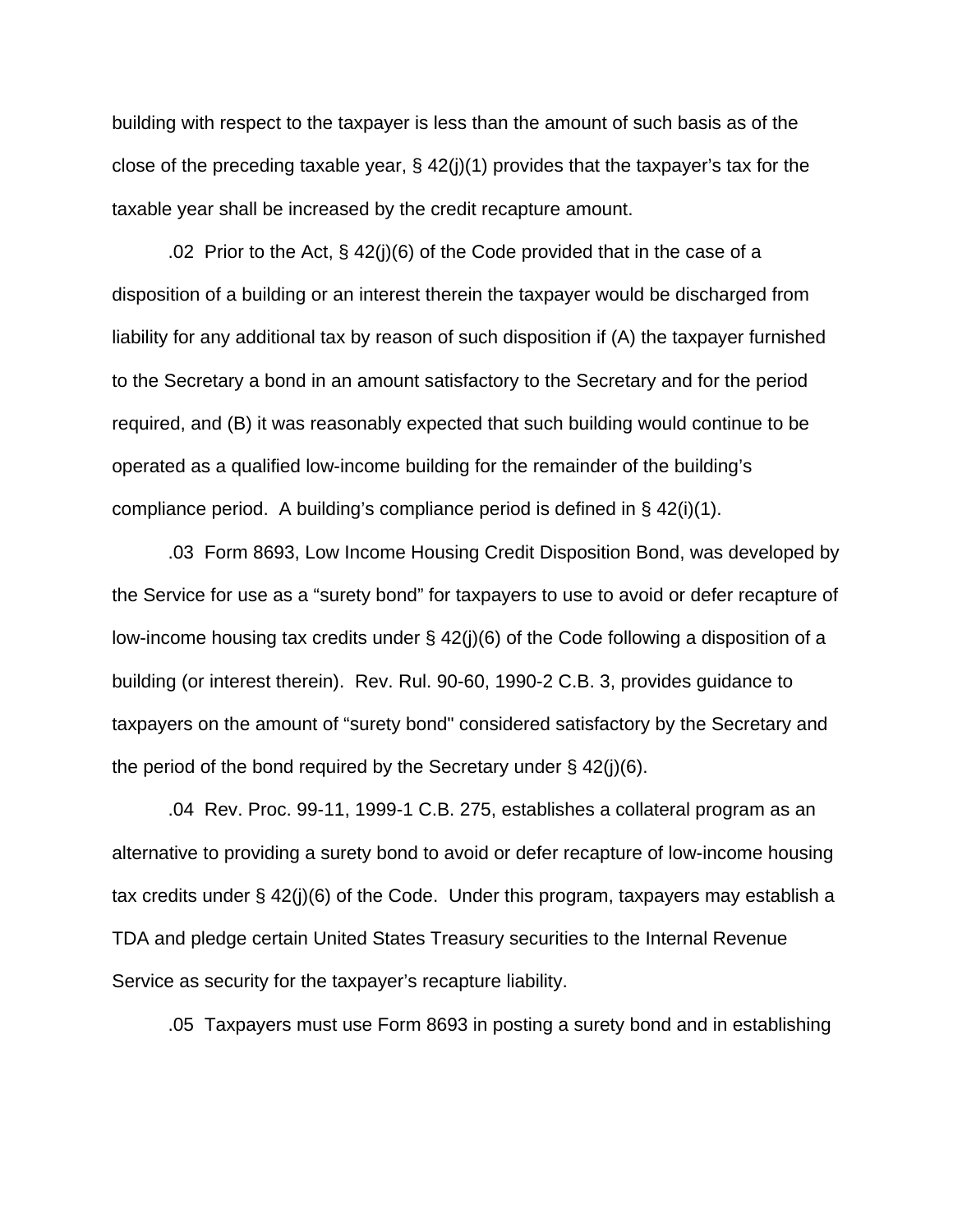building with respect to the taxpayer is less than the amount of such basis as of the close of the preceding taxable year, § 42(j)(1) provides that the taxpayer's tax for the taxable year shall be increased by the credit recapture amount.

.02 Prior to the Act, § 42(j)(6) of the Code provided that in the case of a disposition of a building or an interest therein the taxpayer would be discharged from liability for any additional tax by reason of such disposition if (A) the taxpayer furnished to the Secretary a bond in an amount satisfactory to the Secretary and for the period required, and (B) it was reasonably expected that such building would continue to be operated as a qualified low-income building for the remainder of the building's compliance period. A building's compliance period is defined in § 42(i)(1).

.03 Form 8693, Low Income Housing Credit Disposition Bond, was developed by the Service for use as a "surety bond" for taxpayers to use to avoid or defer recapture of low-income housing tax credits under § 42(j)(6) of the Code following a disposition of a building (or interest therein). Rev. Rul. 90-60, 1990-2 C.B. 3, provides guidance to taxpayers on the amount of "surety bond" considered satisfactory by the Secretary and the period of the bond required by the Secretary under § 42(j)(6).

.04 Rev. Proc. 99-11, 1999-1 C.B. 275, establishes a collateral program as an alternative to providing a surety bond to avoid or defer recapture of low-income housing tax credits under § 42(j)(6) of the Code. Under this program, taxpayers may establish a TDA and pledge certain United States Treasury securities to the Internal Revenue Service as security for the taxpayer's recapture liability.

.05 Taxpayers must use Form 8693 in posting a surety bond and in establishing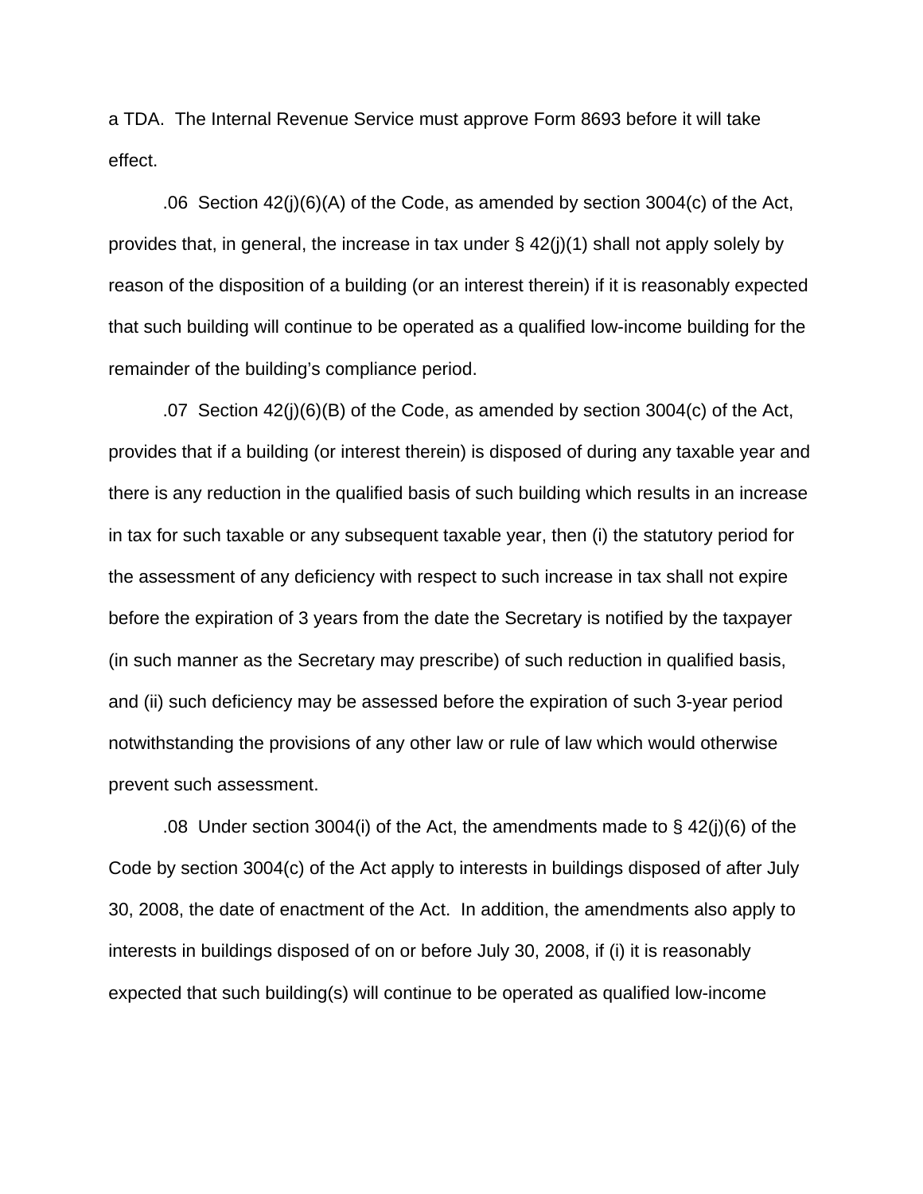a TDA. The Internal Revenue Service must approve Form 8693 before it will take effect.

.06 Section 42(j)(6)(A) of the Code, as amended by section 3004(c) of the Act, provides that, in general, the increase in tax under § 42(j)(1) shall not apply solely by reason of the disposition of a building (or an interest therein) if it is reasonably expected that such building will continue to be operated as a qualified low-income building for the remainder of the building's compliance period.

.07 Section 42(j)(6)(B) of the Code, as amended by section 3004(c) of the Act, provides that if a building (or interest therein) is disposed of during any taxable year and there is any reduction in the qualified basis of such building which results in an increase in tax for such taxable or any subsequent taxable year, then (i) the statutory period for the assessment of any deficiency with respect to such increase in tax shall not expire before the expiration of 3 years from the date the Secretary is notified by the taxpayer (in such manner as the Secretary may prescribe) of such reduction in qualified basis, and (ii) such deficiency may be assessed before the expiration of such 3-year period notwithstanding the provisions of any other law or rule of law which would otherwise prevent such assessment.

.08 Under section 3004(i) of the Act, the amendments made to § 42(j)(6) of the Code by section 3004(c) of the Act apply to interests in buildings disposed of after July 30, 2008, the date of enactment of the Act. In addition, the amendments also apply to interests in buildings disposed of on or before July 30, 2008, if (i) it is reasonably expected that such building(s) will continue to be operated as qualified low-income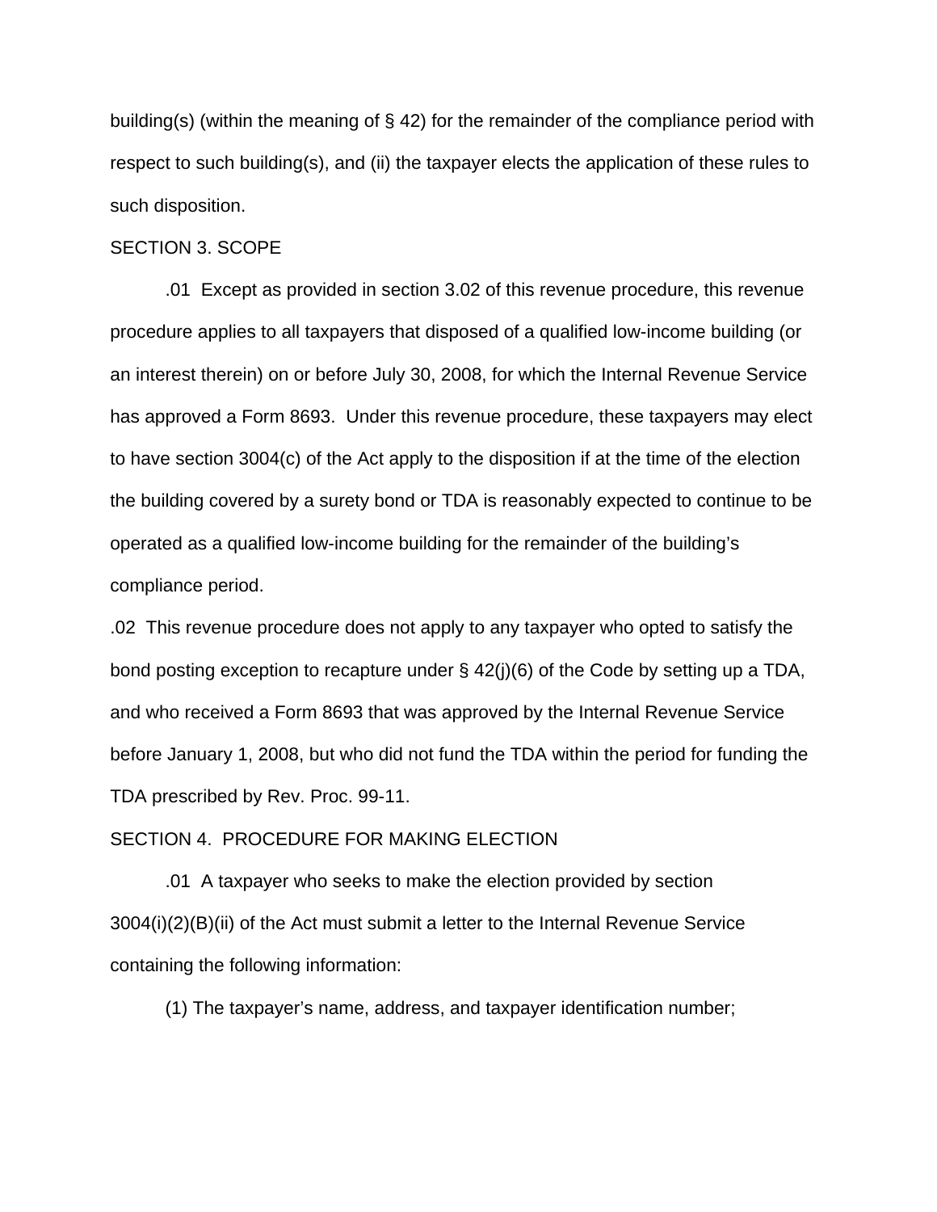building(s) (within the meaning of § 42) for the remainder of the compliance period with respect to such building(s), and (ii) the taxpayer elects the application of these rules to such disposition.

SECTION 3. SCOPE

.01 Except as provided in section 3.02 of this revenue procedure, this revenue procedure applies to all taxpayers that disposed of a qualified low-income building (or an interest therein) on or before July 30, 2008, for which the Internal Revenue Service has approved a Form 8693. Under this revenue procedure, these taxpayers may elect to have section 3004(c) of the Act apply to the disposition if at the time of the election the building covered by a surety bond or TDA is reasonably expected to continue to be operated as a qualified low-income building for the remainder of the building's compliance period.

.02 This revenue procedure does not apply to any taxpayer who opted to satisfy the bond posting exception to recapture under § 42(j)(6) of the Code by setting up a TDA, and who received a Form 8693 that was approved by the Internal Revenue Service before January 1, 2008, but who did not fund the TDA within the period for funding the TDA prescribed by Rev. Proc. 99-11.

SECTION 4. PROCEDURE FOR MAKING ELECTION

.01 A taxpayer who seeks to make the election provided by section 3004(i)(2)(B)(ii) of the Act must submit a letter to the Internal Revenue Service containing the following information:

(1) The taxpayer's name, address, and taxpayer identification number;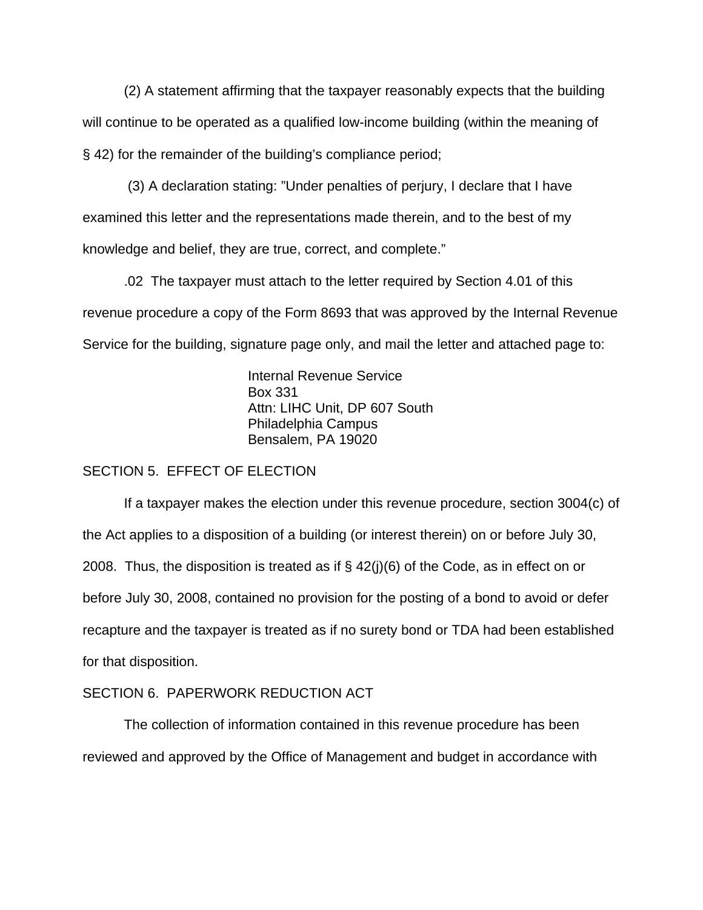(2) A statement affirming that the taxpayer reasonably expects that the building will continue to be operated as a qualified low-income building (within the meaning of § 42) for the remainder of the building's compliance period;

(3) A declaration stating: "Under penalties of perjury, I declare that I have examined this letter and the representations made therein, and to the best of my knowledge and belief, they are true, correct, and complete."

.02 The taxpayer must attach to the letter required by Section 4.01 of this revenue procedure a copy of the Form 8693 that was approved by the Internal Revenue Service for the building, signature page only, and mail the letter and attached page to:

Internal Revenue Service
Box 331
Attn: LIHC Unit, DP 607 South
Philadelphia Campus
Bensalem, PA 19020

SECTION 5. EFFECT OF ELECTION

If a taxpayer makes the election under this revenue procedure, section 3004(c) of the Act applies to a disposition of a building (or interest therein) on or before July 30, 2008. Thus, the disposition is treated as if § 42(j)(6) of the Code, as in effect on or before July 30, 2008, contained no provision for the posting of a bond to avoid or defer recapture and the taxpayer is treated as if no surety bond or TDA had been established for that disposition.

SECTION 6. PAPERWORK REDUCTION ACT

The collection of information contained in this revenue procedure has been reviewed and approved by the Office of Management and budget in accordance with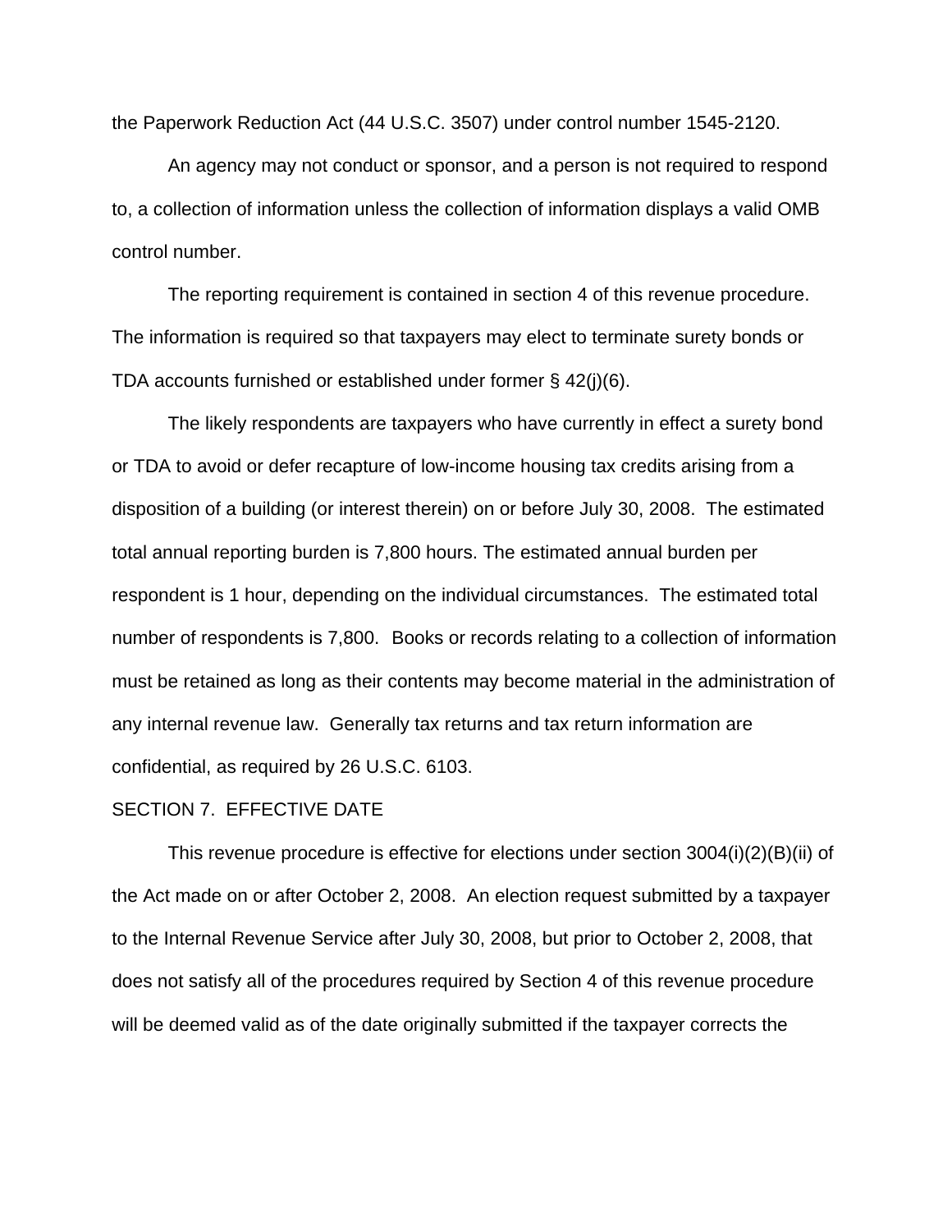the Paperwork Reduction Act (44 U.S.C. 3507) under control number 1545-2120.

An agency may not conduct or sponsor, and a person is not required to respond to, a collection of information unless the collection of information displays a valid OMB control number.

The reporting requirement is contained in section 4 of this revenue procedure. The information is required so that taxpayers may elect to terminate surety bonds or TDA accounts furnished or established under former § 42(j)(6).

The likely respondents are taxpayers who have currently in effect a surety bond or TDA to avoid or defer recapture of low-income housing tax credits arising from a disposition of a building (or interest therein) on or before July 30, 2008. The estimated total annual reporting burden is 7,800 hours. The estimated annual burden per respondent is 1 hour, depending on the individual circumstances. The estimated total number of respondents is 7,800. Books or records relating to a collection of information must be retained as long as their contents may become material in the administration of any internal revenue law. Generally tax returns and tax return information are confidential, as required by 26 U.S.C. 6103.

SECTION 7. EFFECTIVE DATE

This revenue procedure is effective for elections under section 3004(i)(2)(B)(ii) of the Act made on or after October 2, 2008. An election request submitted by a taxpayer to the Internal Revenue Service after July 30, 2008, but prior to October 2, 2008, that does not satisfy all of the procedures required by Section 4 of this revenue procedure will be deemed valid as of the date originally submitted if the taxpayer corrects the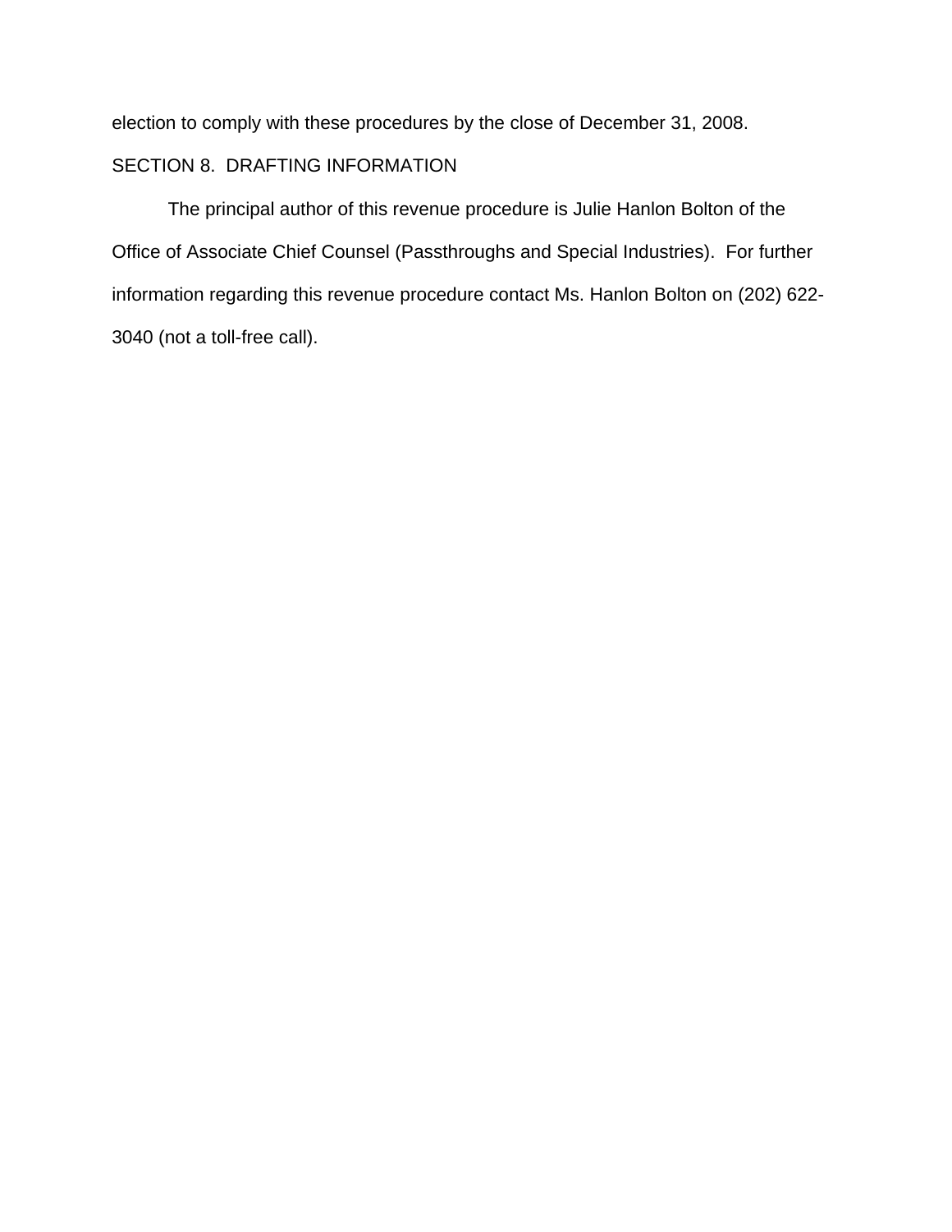election to comply with these procedures by the close of December 31, 2008.

## SECTION 8. DRAFTING INFORMATION

The principal author of this revenue procedure is Julie Hanlon Bolton of the Office of Associate Chief Counsel (Passthroughs and Special Industries). For further information regarding this revenue procedure contact Ms. Hanlon Bolton on (202) 622-3040 (not a toll-free call).